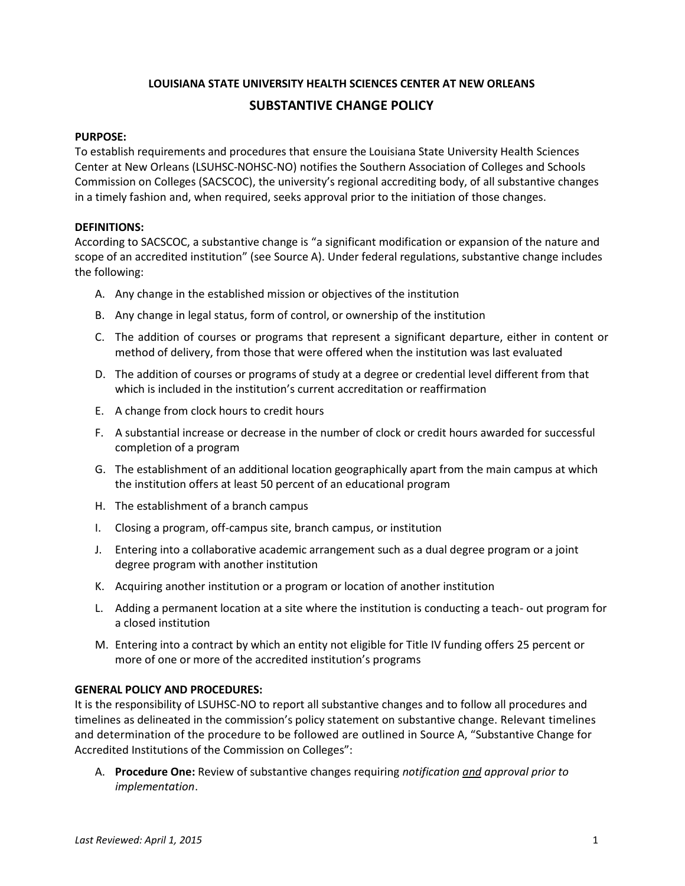**LOUISIANA STATE UNIVERSITY HEALTH SCIENCES CENTER AT NEW ORLEANS**

# SUBSTANTIVE CHANGE POLICY

**PURPOSE:**

To establish requirements and procedures that ensure the Louisiana State University Health Sciences Center at New Orleans (LSUHSC-NOHSC-NO) notifies the Southern Association of Colleges and Schools Commission on Colleges (SACSCOC), the university's regional accrediting body, of all substantive changes in a timely fashion and, when required, seeks approval prior to the initiation of those changes.

**DEFINITIONS:**

According to SACSCOC, a substantive change is "a significant modification or expansion of the nature and scope of an accredited institution" (see Source A). Under federal regulations, substantive change includes the following:

A. Any change in the established mission or objectives of the institution

B. Any change in legal status, form of control, or ownership of the institution

C. The addition of courses or programs that represent a significant departure, either in content or method of delivery, from those that were offered when the institution was last evaluated

D. The addition of courses or programs of study at a degree or credential level different from that which is included in the institution's current accreditation or reaffirmation

E. A change from clock hours to credit hours

F. A substantial increase or decrease in the number of clock or credit hours awarded for successful completion of a program

G. The establishment of an additional location geographically apart from the main campus at which the institution offers at least 50 percent of an educational program

H. The establishment of a branch campus

I. Closing a program, off-campus site, branch campus, or institution

J. Entering into a collaborative academic arrangement such as a dual degree program or a joint degree program with another institution

K. Acquiring another institution or a program or location of another institution

L. Adding a permanent location at a site where the institution is conducting a teach- out program for a closed institution

M. Entering into a contract by which an entity not eligible for Title IV funding offers 25 percent or more of one or more of the accredited institution's programs

**GENERAL POLICY AND PROCEDURES:**

It is the responsibility of LSUHSC-NO to report all substantive changes and to follow all procedures and timelines as delineated in the commission's policy statement on substantive change. Relevant timelines and determination of the procedure to be followed are outlined in Source A, "Substantive Change for Accredited Institutions of the Commission on Colleges":

A. **Procedure One:** Review of substantive changes requiring *notification* ***and*** *approval prior to implementation*.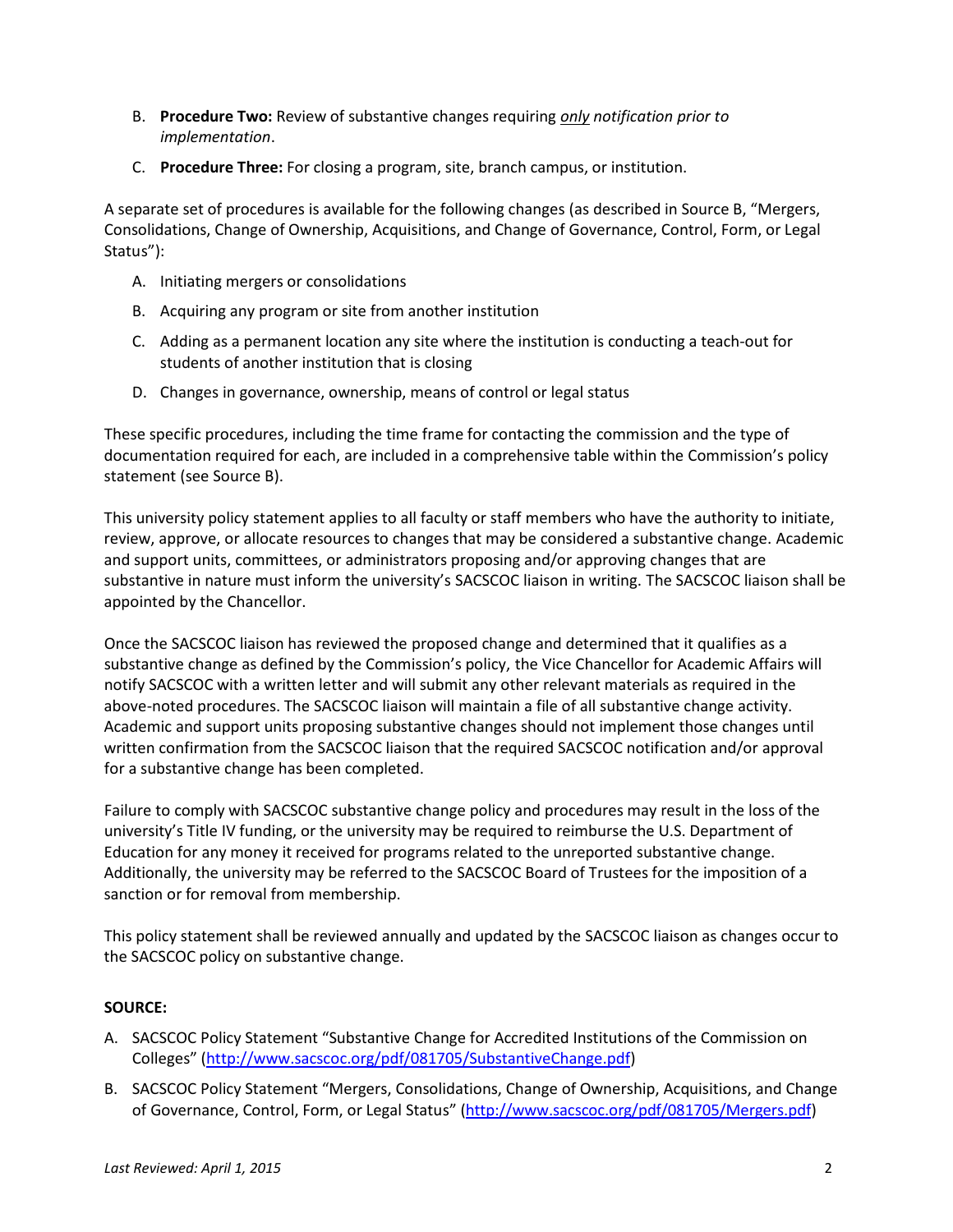B. **Procedure Two:** Review of substantive changes requiring *only notification prior to implementation*.

C. **Procedure Three:** For closing a program, site, branch campus, or institution.

A separate set of procedures is available for the following changes (as described in Source B, "Mergers, Consolidations, Change of Ownership, Acquisitions, and Change of Governance, Control, Form, or Legal Status"):

A. Initiating mergers or consolidations

B. Acquiring any program or site from another institution

C. Adding as a permanent location any site where the institution is conducting a teach-out for students of another institution that is closing

D. Changes in governance, ownership, means of control or legal status

These specific procedures, including the time frame for contacting the commission and the type of documentation required for each, are included in a comprehensive table within the Commission's policy statement (see Source B).

This university policy statement applies to all faculty or staff members who have the authority to initiate, review, approve, or allocate resources to changes that may be considered a substantive change. Academic and support units, committees, or administrators proposing and/or approving changes that are substantive in nature must inform the university's SACSCOC liaison in writing. The SACSCOC liaison shall be appointed by the Chancellor.

Once the SACSCOC liaison has reviewed the proposed change and determined that it qualifies as a substantive change as defined by the Commission's policy, the Vice Chancellor for Academic Affairs will notify SACSCOC with a written letter and will submit any other relevant materials as required in the above-noted procedures. The SACSCOC liaison will maintain a file of all substantive change activity. Academic and support units proposing substantive changes should not implement those changes until written confirmation from the SACSCOC liaison that the required SACSCOC notification and/or approval for a substantive change has been completed.

Failure to comply with SACSCOC substantive change policy and procedures may result in the loss of the university's Title IV funding, or the university may be required to reimburse the U.S. Department of Education for any money it received for programs related to the unreported substantive change. Additionally, the university may be referred to the SACSCOC Board of Trustees for the imposition of a sanction or for removal from membership.

This policy statement shall be reviewed annually and updated by the SACSCOC liaison as changes occur to the SACSCOC policy on substantive change.

**SOURCE:**

A. SACSCOC Policy Statement "Substantive Change for Accredited Institutions of the Commission on Colleges" (http://www.sacscoc.org/pdf/081705/SubstantiveChange.pdf)

B. SACSCOC Policy Statement "Mergers, Consolidations, Change of Ownership, Acquisitions, and Change of Governance, Control, Form, or Legal Status" (http://www.sacscoc.org/pdf/081705/Mergers.pdf)

*Last Reviewed: April 1, 2015*